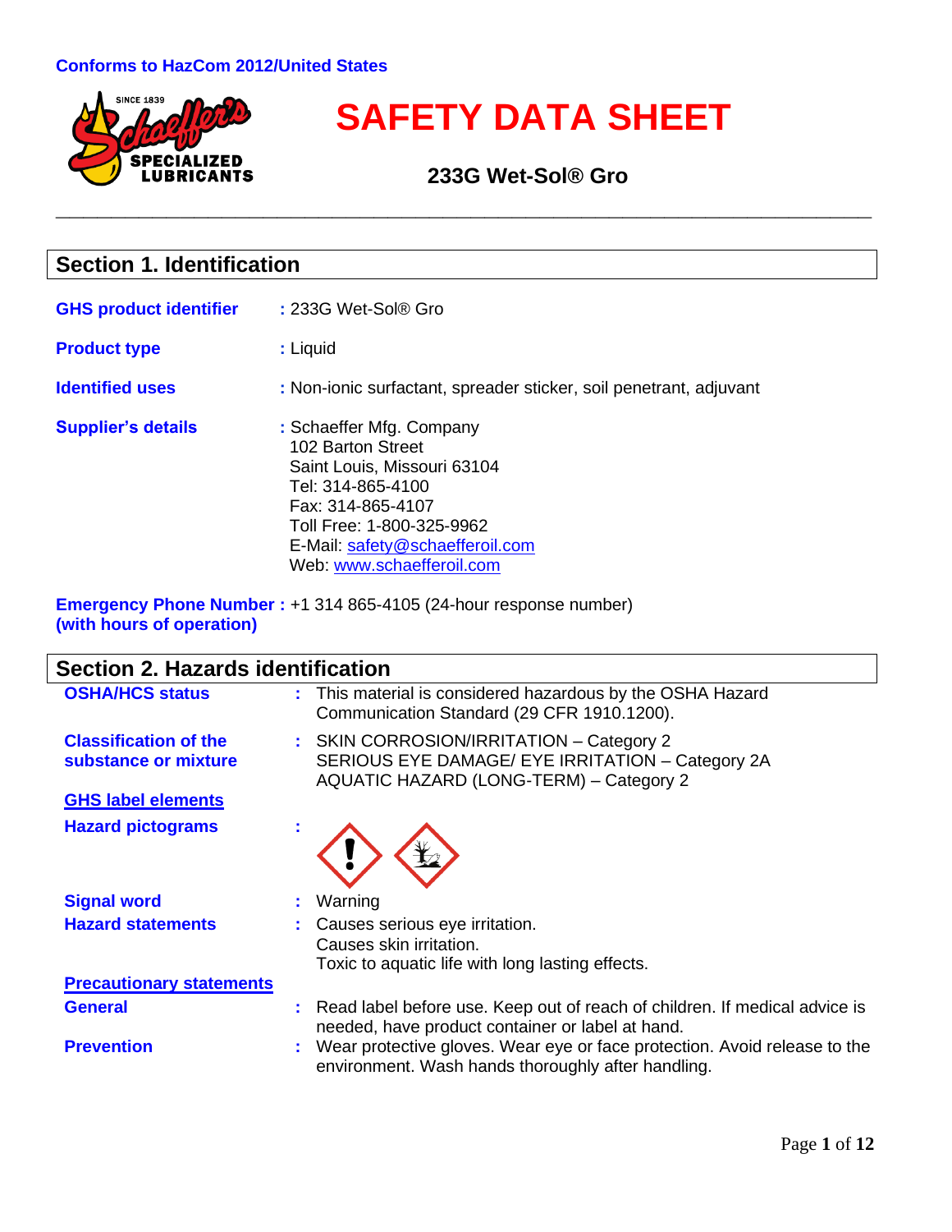Conforms to HazCom 2012/United States

# SAFETY DATA SHEET

## 233G Wet-Sol® Gro

## Section 1. Identification

**GHS product identifier** : 233G Wet-Sol® Gro

**Product type** : Liquid

**Identified uses** : Non-ionic surfactant, spreader sticker, soil penetrant, adjuvant

**Supplier's details** : Schaeffer Mfg. Company
102 Barton Street
Saint Louis, Missouri 63104
Tel: 314-865-4100
Fax: 314-865-4107
Toll Free: 1-800-325-9962
E-Mail: safety@schaefferoil.com
Web: www.schaefferoil.com

**Emergency Phone Number (with hours of operation)** : +1 314 865-4105 (24-hour response number)

## Section 2. Hazards identification

**OSHA/HCS status** : This material is considered hazardous by the OSHA Hazard Communication Standard (29 CFR 1910.1200).

**Classification of the substance or mixture** : SKIN CORROSION/IRRITATION – Category 2
SERIOUS EYE DAMAGE/ EYE IRRITATION – Category 2A
AQUATIC HAZARD (LONG-TERM) – Category 2

**GHS label elements**

**Hazard pictograms** :

**Signal word** : Warning

**Hazard statements** : Causes serious eye irritation.
Causes skin irritation.
Toxic to aquatic life with long lasting effects.

**Precautionary statements**

**General** : Read label before use. Keep out of reach of children. If medical advice is needed, have product container or label at hand.

**Prevention** : Wear protective gloves. Wear eye or face protection. Avoid release to the environment. Wash hands thoroughly after handling.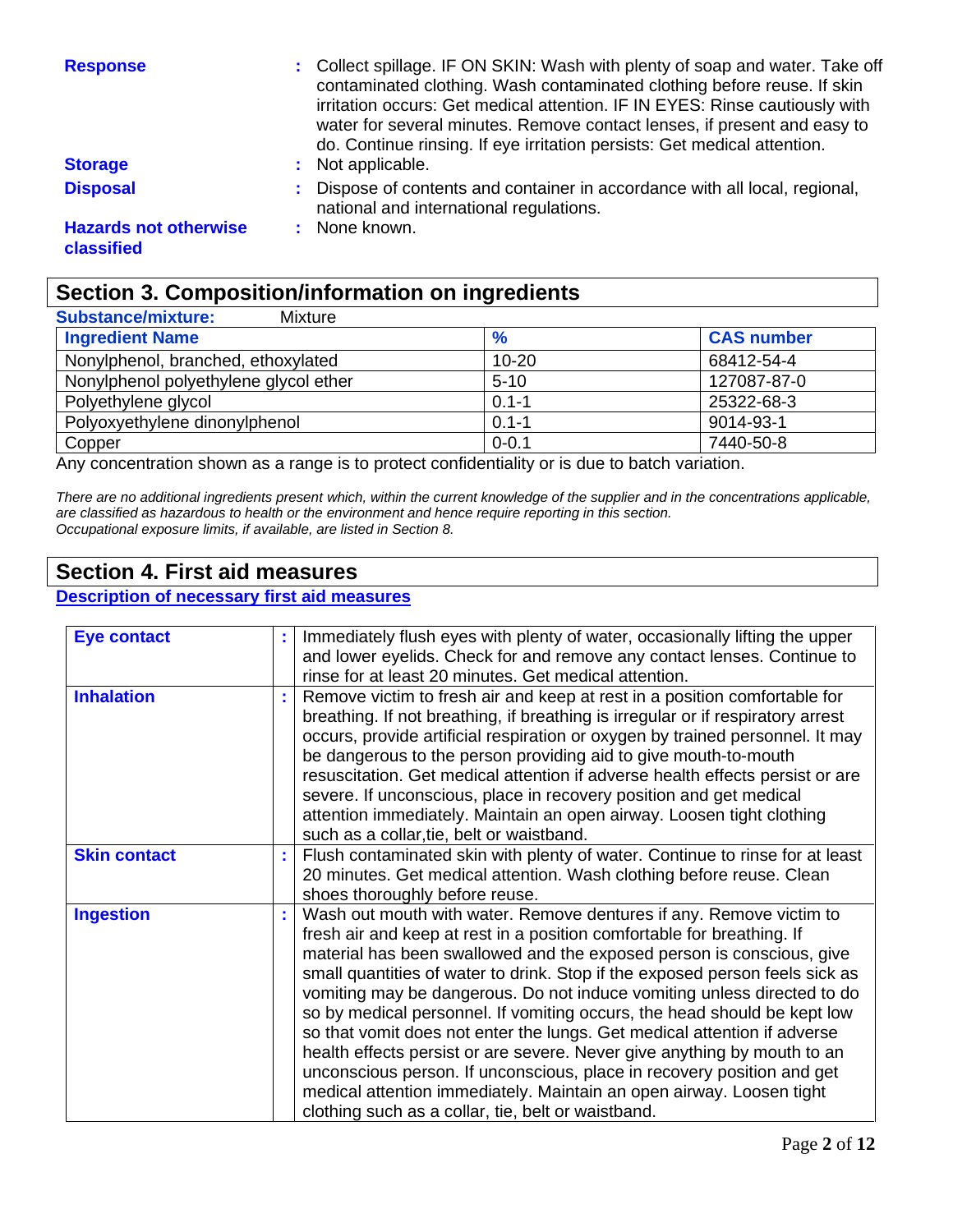**Response** : Collect spillage. IF ON SKIN: Wash with plenty of soap and water. Take off contaminated clothing. Wash contaminated clothing before reuse. If skin irritation occurs: Get medical attention. IF IN EYES: Rinse cautiously with water for several minutes. Remove contact lenses, if present and easy to do. Continue rinsing. If eye irritation persists: Get medical attention.

**Storage** : Not applicable.

**Disposal** : Dispose of contents and container in accordance with all local, regional, national and international regulations.

**Hazards not otherwise classified** : None known.

## Section 3. Composition/information on ingredients

**Substance/mixture:** Mixture

| Ingredient Name | % | CAS number |
| --- | --- | --- |
| Nonylphenol, branched, ethoxylated | 10-20 | 68412-54-4 |
| Nonylphenol polyethylene glycol ether | 5-10 | 127087-87-0 |
| Polyethylene glycol | 0.1-1 | 25322-68-3 |
| Polyoxyethylene dinonylphenol | 0.1-1 | 9014-93-1 |
| Copper | 0-0.1 | 7440-50-8 |

Any concentration shown as a range is to protect confidentiality or is due to batch variation.

*There are no additional ingredients present which, within the current knowledge of the supplier and in the concentrations applicable, are classified as hazardous to health or the environment and hence require reporting in this section.*
*Occupational exposure limits, if available, are listed in Section 8.*

## Section 4. First aid measures

**Description of necessary first aid measures**

| | | |
| --- | --- | --- |
| **Eye contact** | : | Immediately flush eyes with plenty of water, occasionally lifting the upper and lower eyelids. Check for and remove any contact lenses. Continue to rinse for at least 20 minutes. Get medical attention. |
| **Inhalation** | : | Remove victim to fresh air and keep at rest in a position comfortable for breathing. If not breathing, if breathing is irregular or if respiratory arrest occurs, provide artificial respiration or oxygen by trained personnel. It may be dangerous to the person providing aid to give mouth-to-mouth resuscitation. Get medical attention if adverse health effects persist or are severe. If unconscious, place in recovery position and get medical attention immediately. Maintain an open airway. Loosen tight clothing such as a collar,tie, belt or waistband. |
| **Skin contact** | : | Flush contaminated skin with plenty of water. Continue to rinse for at least 20 minutes. Get medical attention. Wash clothing before reuse. Clean shoes thoroughly before reuse. |
| **Ingestion** | : | Wash out mouth with water. Remove dentures if any. Remove victim to fresh air and keep at rest in a position comfortable for breathing. If material has been swallowed and the exposed person is conscious, give small quantities of water to drink. Stop if the exposed person feels sick as vomiting may be dangerous. Do not induce vomiting unless directed to do so by medical personnel. If vomiting occurs, the head should be kept low so that vomit does not enter the lungs. Get medical attention if adverse health effects persist or are severe. Never give anything by mouth to an unconscious person. If unconscious, place in recovery position and get medical attention immediately. Maintain an open airway. Loosen tight clothing such as a collar, tie, belt or waistband. |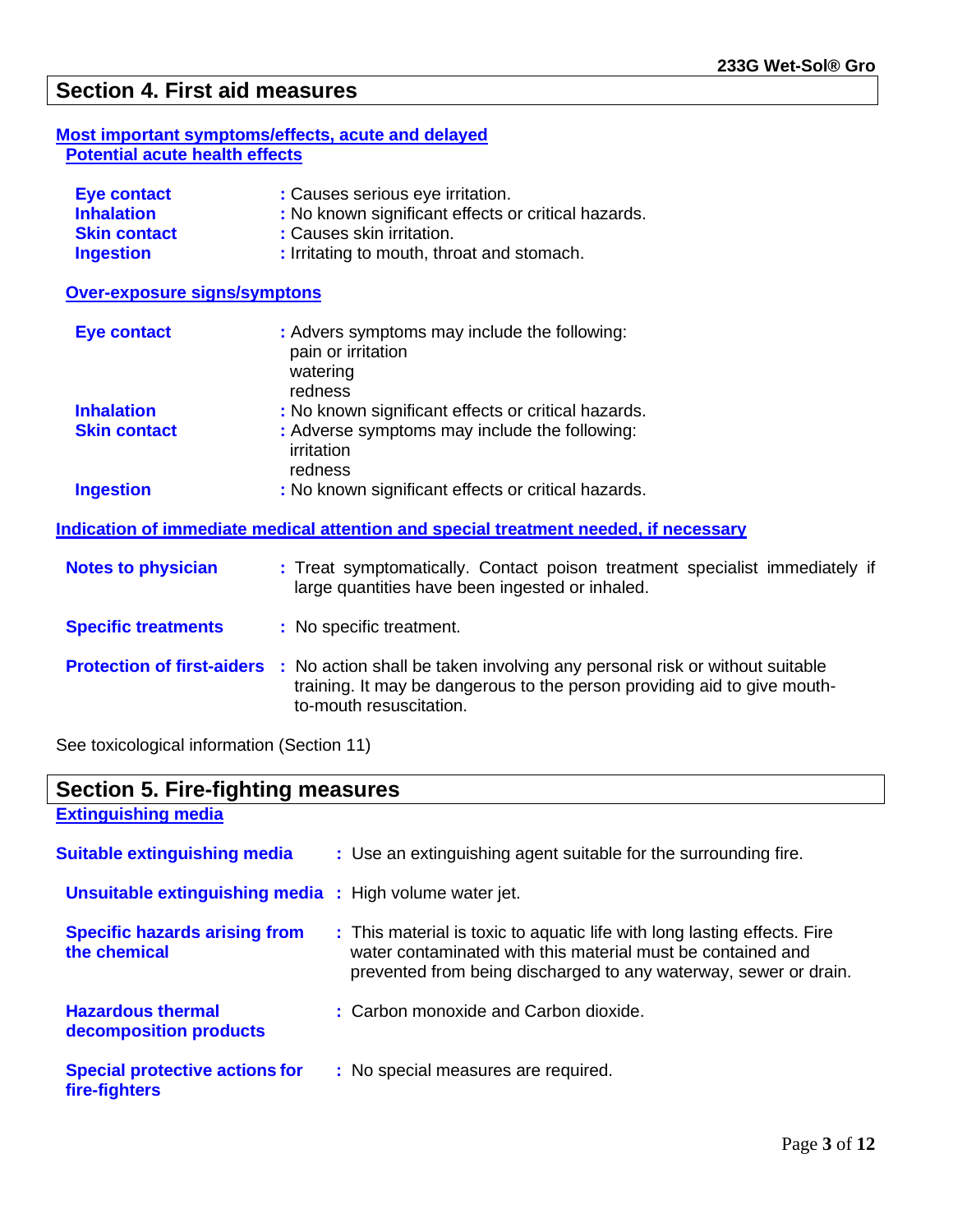## Section 4. First aid measures

### Most important symptoms/effects, acute and delayed

#### Potential acute health effects

| | |
|---|---|
| **Eye contact** | : Causes serious eye irritation. |
| **Inhalation** | : No known significant effects or critical hazards. |
| **Skin contact** | : Causes skin irritation. |
| **Ingestion** | : Irritating to mouth, throat and stomach. |

#### Over-exposure signs/symptons

| | |
|---|---|
| **Eye contact** | : Advers symptoms may include the following:<br>pain or irritation<br>watering<br>redness |
| **Inhalation** | : No known significant effects or critical hazards. |
| **Skin contact** | : Adverse symptoms may include the following:<br>irritation<br>redness |
| **Ingestion** | : No known significant effects or critical hazards. |

### Indication of immediate medical attention and special treatment needed, if necessary

| | |
|---|---|
| **Notes to physician** | : Treat symptomatically. Contact poison treatment specialist immediately if large quantities have been ingested or inhaled. |
| **Specific treatments** | : No specific treatment. |
| **Protection of first-aiders** | : No action shall be taken involving any personal risk or without suitable training. It may be dangerous to the person providing aid to give mouth-to-mouth resuscitation. |

See toxicological information (Section 11)

## Section 5. Fire-fighting measures

### Extinguishing media

| | |
|---|---|
| **Suitable extinguishing media** | : Use an extinguishing agent suitable for the surrounding fire. |
| **Unsuitable extinguishing media** | : High volume water jet. |
| **Specific hazards arising from the chemical** | : This material is toxic to aquatic life with long lasting effects. Fire water contaminated with this material must be contained and prevented from being discharged to any waterway, sewer or drain. |
| **Hazardous thermal decomposition products** | : Carbon monoxide and Carbon dioxide. |
| **Special protective actions for fire-fighters** | : No special measures are required. |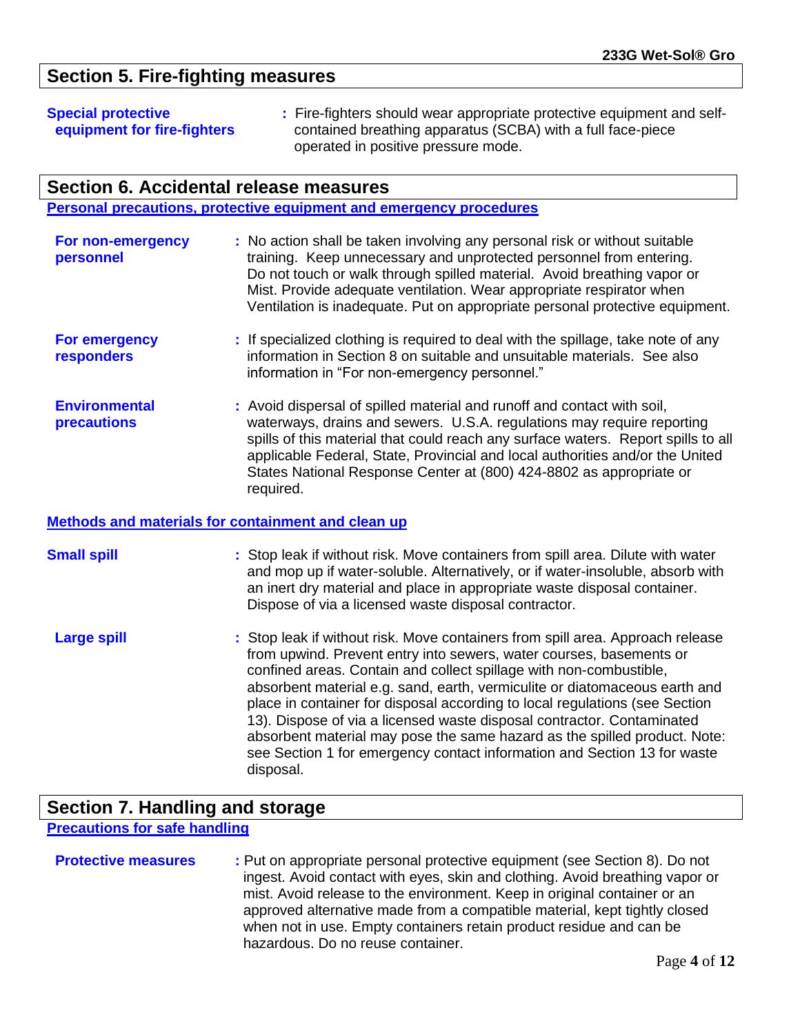## Section 5. Fire-fighting measures

**Special protective equipment for fire-fighters** : Fire-fighters should wear appropriate protective equipment and self-contained breathing apparatus (SCBA) with a full face-piece operated in positive pressure mode.

## Section 6. Accidental release measures

### Personal precautions, protective equipment and emergency procedures

**For non-emergency personnel** : No action shall be taken involving any personal risk or without suitable training. Keep unnecessary and unprotected personnel from entering. Do not touch or walk through spilled material. Avoid breathing vapor or Mist. Provide adequate ventilation. Wear appropriate respirator when Ventilation is inadequate. Put on appropriate personal protective equipment.

**For emergency responders** : If specialized clothing is required to deal with the spillage, take note of any information in Section 8 on suitable and unsuitable materials. See also information in "For non-emergency personnel."

**Environmental precautions** : Avoid dispersal of spilled material and runoff and contact with soil, waterways, drains and sewers. U.S.A. regulations may require reporting spills of this material that could reach any surface waters. Report spills to all applicable Federal, State, Provincial and local authorities and/or the United States National Response Center at (800) 424-8802 as appropriate or required.

### Methods and materials for containment and clean up

**Small spill** : Stop leak if without risk. Move containers from spill area. Dilute with water and mop up if water-soluble. Alternatively, or if water-insoluble, absorb with an inert dry material and place in appropriate waste disposal container. Dispose of via a licensed waste disposal contractor.

**Large spill** : Stop leak if without risk. Move containers from spill area. Approach release from upwind. Prevent entry into sewers, water courses, basements or confined areas. Contain and collect spillage with non-combustible, absorbent material e.g. sand, earth, vermiculite or diatomaceous earth and place in container for disposal according to local regulations (see Section 13). Dispose of via a licensed waste disposal contractor. Contaminated absorbent material may pose the same hazard as the spilled product. Note: see Section 1 for emergency contact information and Section 13 for waste disposal.

## Section 7. Handling and storage

### Precautions for safe handling

**Protective measures** : Put on appropriate personal protective equipment (see Section 8). Do not ingest. Avoid contact with eyes, skin and clothing. Avoid breathing vapor or mist. Avoid release to the environment. Keep in original container or an approved alternative made from a compatible material, kept tightly closed when not in use. Empty containers retain product residue and can be hazardous. Do no reuse container.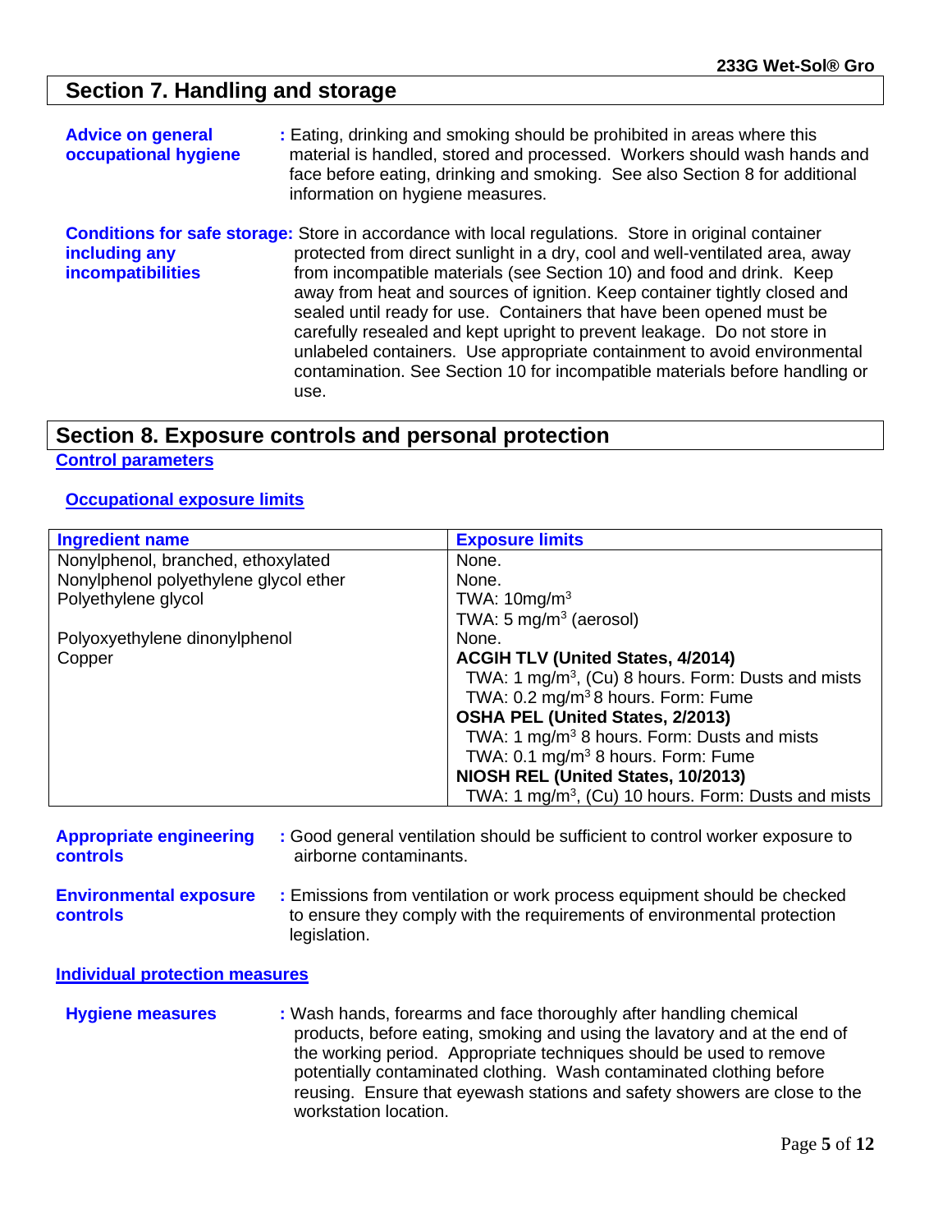## Section 7. Handling and storage

**Advice on general occupational hygiene** : Eating, drinking and smoking should be prohibited in areas where this material is handled, stored and processed. Workers should wash hands and face before eating, drinking and smoking. See also Section 8 for additional information on hygiene measures.

**Conditions for safe storage: including any incompatibilities** Store in accordance with local regulations. Store in original container protected from direct sunlight in a dry, cool and well-ventilated area, away from incompatible materials (see Section 10) and food and drink. Keep away from heat and sources of ignition. Keep container tightly closed and sealed until ready for use. Containers that have been opened must be carefully resealed and kept upright to prevent leakage. Do not store in unlabeled containers. Use appropriate containment to avoid environmental contamination. See Section 10 for incompatible materials before handling or use.

## Section 8. Exposure controls and personal protection

### Control parameters

#### Occupational exposure limits

| Ingredient name | Exposure limits |
|---|---|
| Nonylphenol, branched, ethoxylated | None. |
| Nonylphenol polyethylene glycol ether | None. |
| Polyethylene glycol | TWA: 10mg/m$^3$<br>TWA: 5 mg/m$^3$ (aerosol) |
| Polyoxyethylene dinonylphenol | None. |
| Copper | **ACGIH TLV (United States, 4/2014)**<br>TWA: 1 mg/m$^3$, (Cu) 8 hours. Form: Dusts and mists<br>TWA: 0.2 mg/m$^3$ 8 hours. Form: Fume<br>**OSHA PEL (United States, 2/2013)**<br>TWA: 1 mg/m$^3$ 8 hours. Form: Dusts and mists<br>TWA: 0.1 mg/m$^3$ 8 hours. Form: Fume<br>**NIOSH REL (United States, 10/2013)**<br>TWA: 1 mg/m$^3$, (Cu) 10 hours. Form: Dusts and mists |

**Appropriate engineering controls** : Good general ventilation should be sufficient to control worker exposure to airborne contaminants.

**Environmental exposure controls** : Emissions from ventilation or work process equipment should be checked to ensure they comply with the requirements of environmental protection legislation.

### Individual protection measures

**Hygiene measures** : Wash hands, forearms and face thoroughly after handling chemical products, before eating, smoking and using the lavatory and at the end of the working period. Appropriate techniques should be used to remove potentially contaminated clothing. Wash contaminated clothing before reusing. Ensure that eyewash stations and safety showers are close to the workstation location.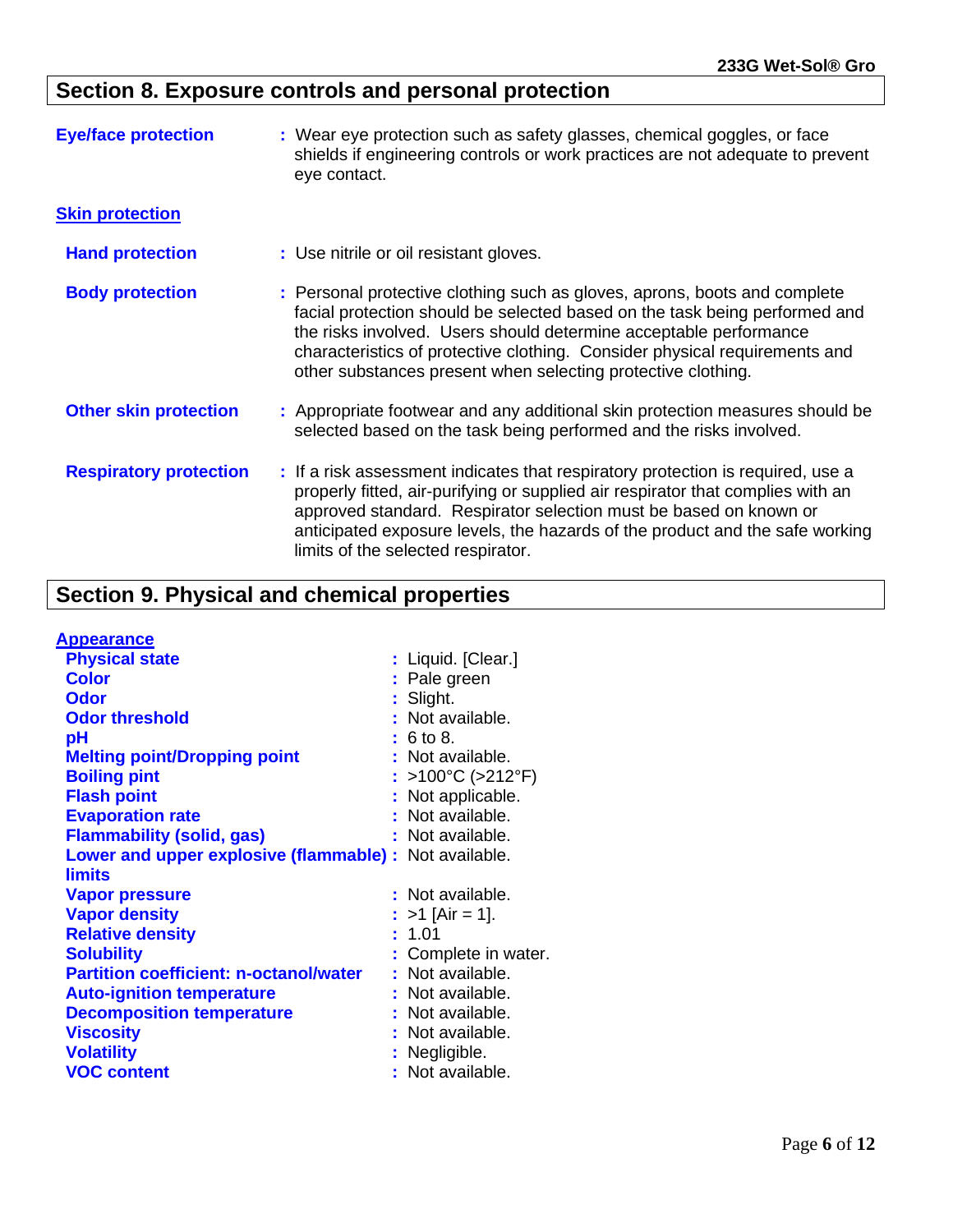## Section 8. Exposure controls and personal protection

**Eye/face protection** : Wear eye protection such as safety glasses, chemical goggles, or face shields if engineering controls or work practices are not adequate to prevent eye contact.

### Skin protection

**Hand protection** : Use nitrile or oil resistant gloves.

**Body protection** : Personal protective clothing such as gloves, aprons, boots and complete facial protection should be selected based on the task being performed and the risks involved. Users should determine acceptable performance characteristics of protective clothing. Consider physical requirements and other substances present when selecting protective clothing.

**Other skin protection** : Appropriate footwear and any additional skin protection measures should be selected based on the task being performed and the risks involved.

**Respiratory protection** : If a risk assessment indicates that respiratory protection is required, use a properly fitted, air-purifying or supplied air respirator that complies with an approved standard. Respirator selection must be based on known or anticipated exposure levels, the hazards of the product and the safe working limits of the selected respirator.

## Section 9. Physical and chemical properties

### Appearance

**Physical state** : Liquid. [Clear.]
**Color** : Pale green
**Odor** : Slight.
**Odor threshold** : Not available.
**pH** : 6 to 8.
**Melting point/Dropping point** : Not available.
**Boiling pint** : >100°C (>212°F)
**Flash point** : Not applicable.
**Evaporation rate** : Not available.
**Flammability (solid, gas)** : Not available.
**Lower and upper explosive (flammable) limits** : Not available.
**Vapor pressure** : Not available.
**Vapor density** : >1 [Air = 1].
**Relative density** : 1.01
**Solubility** : Complete in water.
**Partition coefficient: n-octanol/water** : Not available.
**Auto-ignition temperature** : Not available.
**Decomposition temperature** : Not available.
**Viscosity** : Not available.
**Volatility** : Negligible.
**VOC content** : Not available.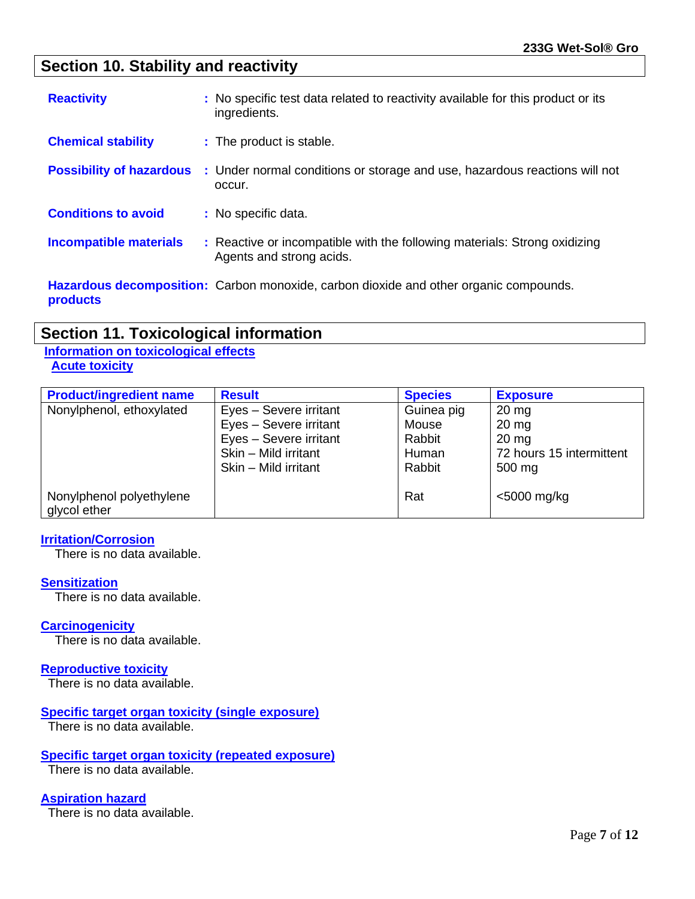## Section 10. Stability and reactivity

**Reactivity** : No specific test data related to reactivity available for this product or its ingredients.

**Chemical stability** : The product is stable.

**Possibility of hazardous** : Under normal conditions or storage and use, hazardous reactions will not occur.

**Conditions to avoid** : No specific data.

**Incompatible materials** : Reactive or incompatible with the following materials: Strong oxidizing Agents and strong acids.

**Hazardous decomposition products**: Carbon monoxide, carbon dioxide and other organic compounds.

## Section 11. Toxicological information

**Information on toxicological effects**

**Acute toxicity**

| Product/ingredient name | Result | Species | Exposure |
|---|---|---|---|
| Nonylphenol, ethoxylated | Eyes – Severe irritant | Guinea pig | 20 mg |
| | Eyes – Severe irritant | Mouse | 20 mg |
| | Eyes – Severe irritant | Rabbit | 20 mg |
| | Skin – Mild irritant | Human | 72 hours 15 intermittent |
| | Skin – Mild irritant | Rabbit | 500 mg |
| Nonylphenol polyethylene glycol ether | | Rat | <5000 mg/kg |

**Irritation/Corrosion**

There is no data available.

**Sensitization**

There is no data available.

**Carcinogenicity**

There is no data available.

**Reproductive toxicity**

There is no data available.

**Specific target organ toxicity (single exposure)**

There is no data available.

**Specific target organ toxicity (repeated exposure)**

There is no data available.

**Aspiration hazard**

There is no data available.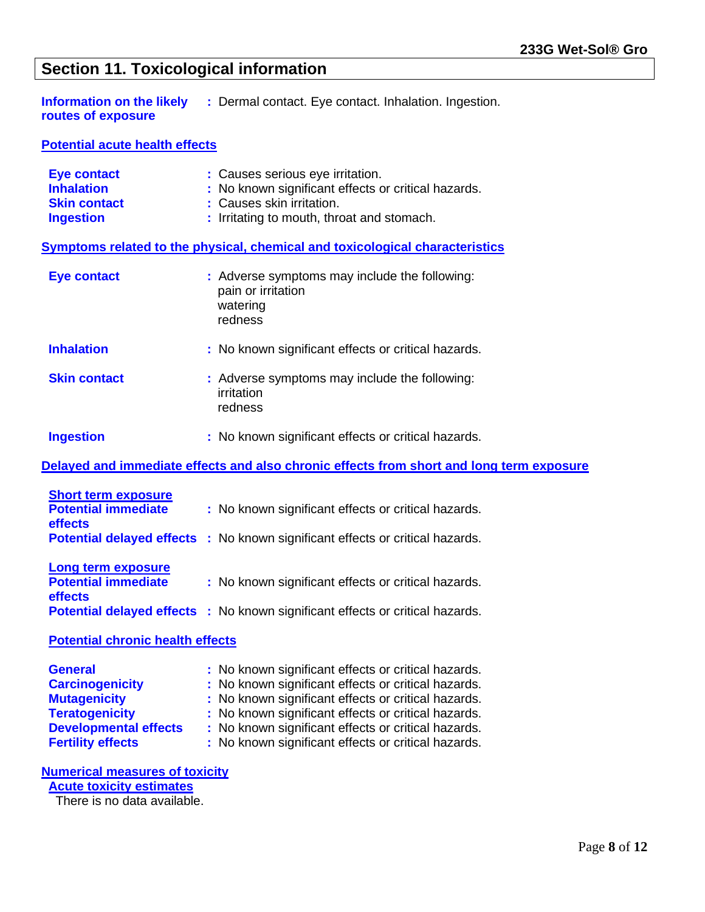## Section 11. Toxicological information

**Information on the likely routes of exposure** : Dermal contact. Eye contact. Inhalation. Ingestion.

### Potential acute health effects

**Eye contact** : Causes serious eye irritation.
**Inhalation** : No known significant effects or critical hazards.
**Skin contact** : Causes skin irritation.
**Ingestion** : Irritating to mouth, throat and stomach.

### Symptoms related to the physical, chemical and toxicological characteristics

**Eye contact** : Adverse symptoms may include the following:
pain or irritation
watering
redness

**Inhalation** : No known significant effects or critical hazards.

**Skin contact** : Adverse symptoms may include the following:
irritation
redness

**Ingestion** : No known significant effects or critical hazards.

### Delayed and immediate effects and also chronic effects from short and long term exposure

**Short term exposure**

**Potential immediate effects** : No known significant effects or critical hazards.
**Potential delayed effects** : No known significant effects or critical hazards.

**Long term exposure**

**Potential immediate effects** : No known significant effects or critical hazards.
**Potential delayed effects** : No known significant effects or critical hazards.

### Potential chronic health effects

**General** : No known significant effects or critical hazards.
**Carcinogenicity** : No known significant effects or critical hazards.
**Mutagenicity** : No known significant effects or critical hazards.
**Teratogenicity** : No known significant effects or critical hazards.
**Developmental effects** : No known significant effects or critical hazards.
**Fertility effects** : No known significant effects or critical hazards.

### Numerical measures of toxicity

**Acute toxicity estimates**

There is no data available.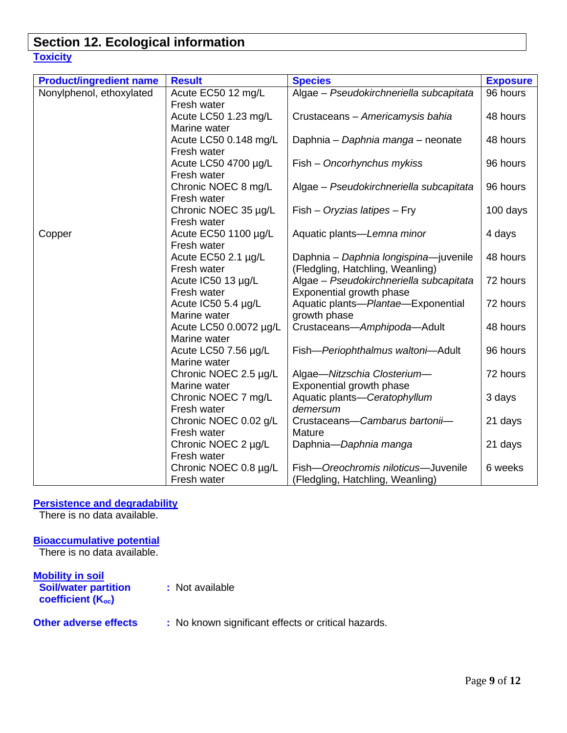## Section 12. Ecological information

### Toxicity

| Product/ingredient name | Result | Species | Exposure |
|---|---|---|---|
| Nonylphenol, ethoxylated | Acute EC50 12 mg/L Fresh water | Algae – *Pseudokirchneriella subcapitata* | 96 hours |
| | Acute LC50 1.23 mg/L Marine water | Crustaceans – *Americamysis bahia* | 48 hours |
| | Acute LC50 0.148 mg/L Fresh water | Daphnia – *Daphnia manga* – neonate | 48 hours |
| | Acute LC50 4700 µg/L Fresh water | Fish – *Oncorhynchus mykiss* | 96 hours |
| | Chronic NOEC 8 mg/L Fresh water | Algae – *Pseudokirchneriella subcapitata* | 96 hours |
| | Chronic NOEC 35 µg/L Fresh water | Fish – *Oryzias latipes* – Fry | 100 days |
| Copper | Acute EC50 1100 µg/L Fresh water | Aquatic plants—*Lemna minor* | 4 days |
| | Acute EC50 2.1 µg/L Fresh water | Daphnia – *Daphnia longispina*—juvenile (Fledgling, Hatchling, Weanling) | 48 hours |
| | Acute IC50 13 µg/L Fresh water | Algae – *Pseudokirchneriella subcapitata* Exponential growth phase | 72 hours |
| | Acute IC50 5.4 µg/L Marine water | Aquatic plants—*Plantae*—Exponential growth phase | 72 hours |
| | Acute LC50 0.0072 µg/L Marine water | Crustaceans—*Amphipoda*—Adult | 48 hours |
| | Acute LC50 7.56 µg/L Marine water | Fish—*Periophthalmus waltoni*—Adult | 96 hours |
| | Chronic NOEC 2.5 µg/L Marine water | Algae—*Nitzschia Closterium*—Exponential growth phase | 72 hours |
| | Chronic NOEC 7 mg/L Fresh water | Aquatic plants—*Ceratophyllum demersum* | 3 days |
| | Chronic NOEC 0.02 g/L Fresh water | Crustaceans—*Cambarus bartonii*—Mature | 21 days |
| | Chronic NOEC 2 µg/L Fresh water | Daphnia—*Daphnia manga* | 21 days |
| | Chronic NOEC 0.8 µg/L Fresh water | Fish—*Oreochromis niloticus*—Juvenile (Fledgling, Hatchling, Weanling) | 6 weeks |

### Persistence and degradability

There is no data available.

### Bioaccumulative potential

There is no data available.

### Mobility in soil

**Soil/water partition coefficient ($K_{oc}$)** : Not available

**Other adverse effects** : No known significant effects or critical hazards.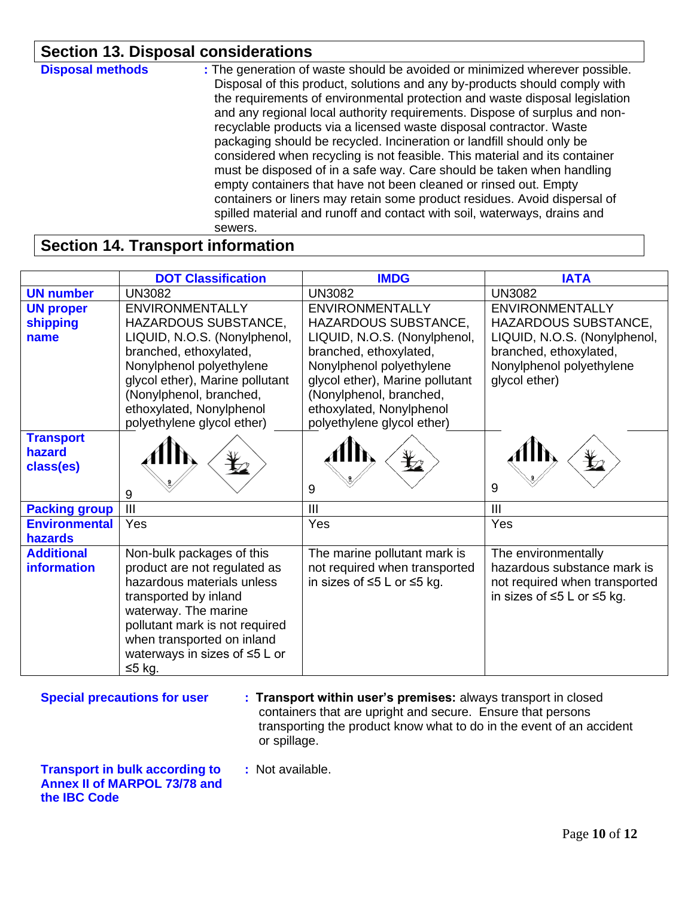## Section 13. Disposal considerations

**Disposal methods** : The generation of waste should be avoided or minimized wherever possible. Disposal of this product, solutions and any by-products should comply with the requirements of environmental protection and waste disposal legislation and any regional local authority requirements. Dispose of surplus and non-recyclable products via a licensed waste disposal contractor. Waste packaging should be recycled. Incineration or landfill should only be considered when recycling is not feasible. This material and its container must be disposed of in a safe way. Care should be taken when handling empty containers that have not been cleaned or rinsed out. Empty containers or liners may retain some product residues. Avoid dispersal of spilled material and runoff and contact with soil, waterways, drains and sewers.

## Section 14. Transport information

| | DOT Classification | IMDG | IATA |
|---|---|---|---|
| **UN number** | UN3082 | UN3082 | UN3082 |
| **UN proper shipping name** | ENVIRONMENTALLY HAZARDOUS SUBSTANCE, LIQUID, N.O.S. (Nonylphenol, branched, ethoxylated, Nonylphenol polyethylene glycol ether), Marine pollutant (Nonylphenol, branched, ethoxylated, Nonylphenol polyethylene glycol ether) | ENVIRONMENTALLY HAZARDOUS SUBSTANCE, LIQUID, N.O.S. (Nonylphenol, branched, ethoxylated, Nonylphenol polyethylene glycol ether), Marine pollutant (Nonylphenol, branched, ethoxylated, Nonylphenol polyethylene glycol ether) | ENVIRONMENTALLY HAZARDOUS SUBSTANCE, LIQUID, N.O.S. (Nonylphenol, branched, ethoxylated, Nonylphenol polyethylene glycol ether) |
| **Transport hazard class(es)** | 9 | 9 | 9 |
| **Packing group** | III | III | III |
| **Environmental hazards** | Yes | Yes | Yes |
| **Additional information** | Non-bulk packages of this product are not regulated as hazardous materials unless transported by inland waterway. The marine pollutant mark is not required when transported on inland waterways in sizes of ≤5 L or ≤5 kg. | The marine pollutant mark is not required when transported in sizes of ≤5 L or ≤5 kg. | The environmentally hazardous substance mark is not required when transported in sizes of ≤5 L or ≤5 kg. |

**Special precautions for user** : **Transport within user's premises:** always transport in closed containers that are upright and secure. Ensure that persons transporting the product know what to do in the event of an accident or spillage.

**Transport in bulk according to Annex II of MARPOL 73/78 and the IBC Code** : Not available.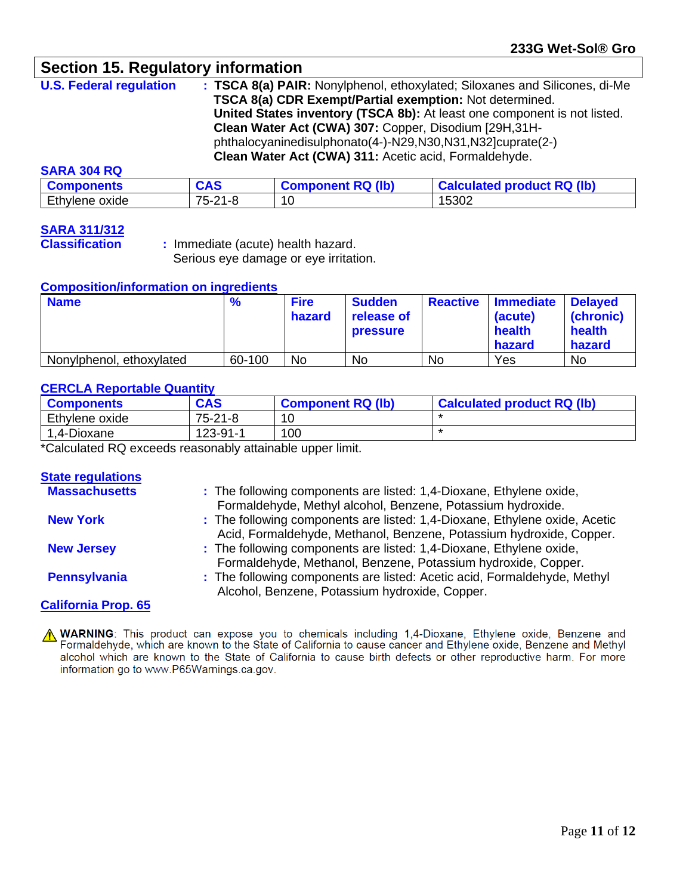## Section 15. Regulatory information

**U.S. Federal regulation** : **TSCA 8(a) PAIR:** Nonylphenol, ethoxylated; Siloxanes and Silicones, di-Me
**TSCA 8(a) CDR Exempt/Partial exemption:** Not determined.
**United States inventory (TSCA 8b):** At least one component is not listed.
**Clean Water Act (CWA) 307:** Copper, Disodium [29H,31H-phthalocyaninedisulphonato(4-)-N29,N30,N31,N32]cuprate(2-)
**Clean Water Act (CWA) 311:** Acetic acid, Formaldehyde.

**SARA 304 RQ**

| Components | CAS | Component RQ (lb) | Calculated product RQ (lb) |
|---|---|---|---|
| Ethylene oxide | 75-21-8 | 10 | 15302 |

**SARA 311/312**
**Classification** : Immediate (acute) health hazard.
Serious eye damage or eye irritation.

**Composition/information on ingredients**

| Name | % | Fire hazard | Sudden release of pressure | Reactive | Immediate (acute) health hazard | Delayed (chronic) health hazard |
|---|---|---|---|---|---|---|
| Nonylphenol, ethoxylated | 60-100 | No | No | No | Yes | No |

**CERCLA Reportable Quantity**

| Components | CAS | Component RQ (lb) | Calculated product RQ (lb) |
|---|---|---|---|
| Ethylene oxide | 75-21-8 | 10 | * |
| 1,4-Dioxane | 123-91-1 | 100 | * |

*Calculated RQ exceeds reasonably attainable upper limit.

**State regulations**

**Massachusetts** : The following components are listed: 1,4-Dioxane, Ethylene oxide, Formaldehyde, Methyl alcohol, Benzene, Potassium hydroxide.

**New York** : The following components are listed: 1,4-Dioxane, Ethylene oxide, Acetic Acid, Formaldehyde, Methanol, Benzene, Potassium hydroxide, Copper.

**New Jersey** : The following components are listed: 1,4-Dioxane, Ethylene oxide, Formaldehyde, Methanol, Benzene, Potassium hydroxide, Copper.

**Pennsylvania** : The following components are listed: Acetic acid, Formaldehyde, Methyl Alcohol, Benzene, Potassium hydroxide, Copper.

**California Prop. 65**

⚠ **WARNING**: This product can expose you to chemicals including 1,4-Dioxane, Ethylene oxide, Benzene and Formaldehyde, which are known to the State of California to cause cancer and Ethylene oxide, Benzene and Methyl alcohol which are known to the State of California to cause birth defects or other reproductive harm. For more information go to www.P65Warnings.ca.gov.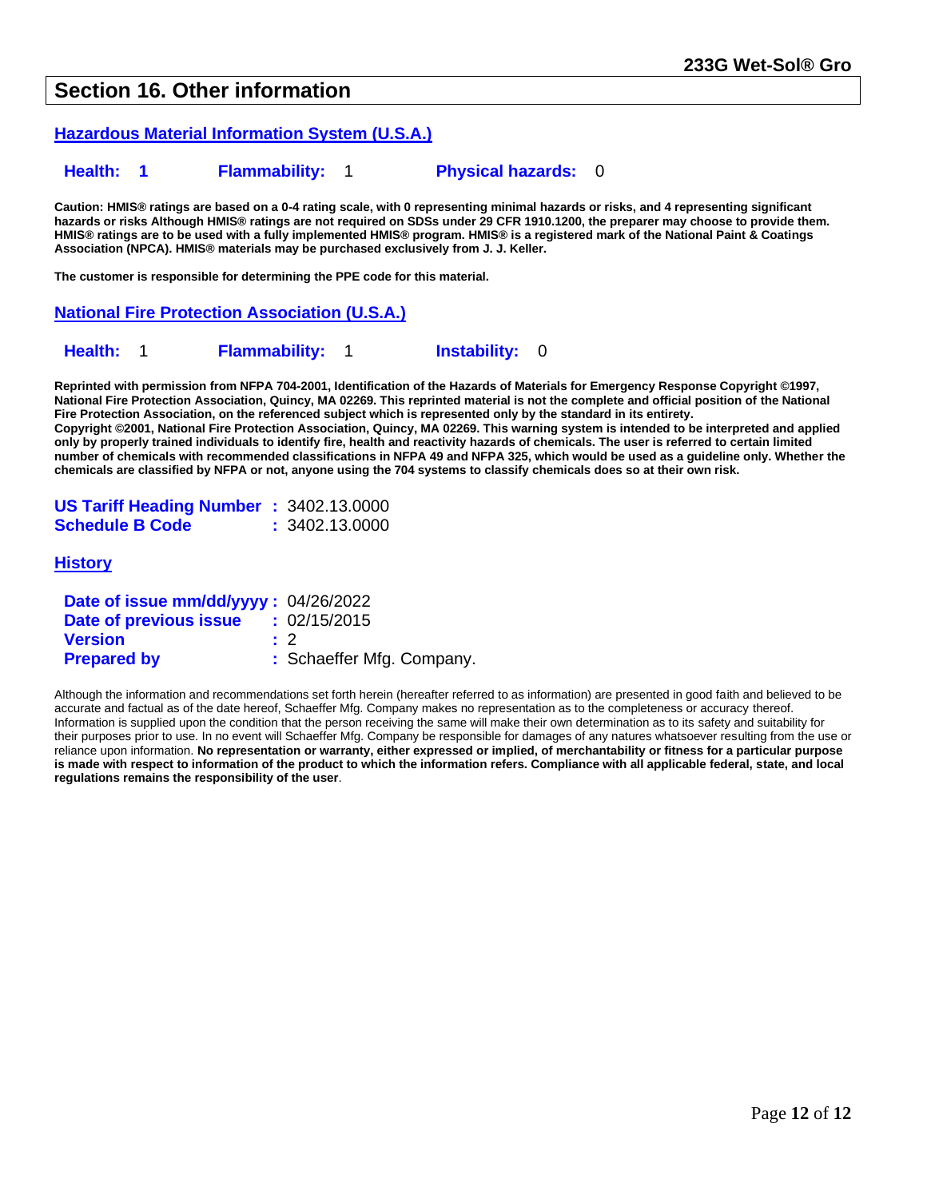## Section 16. Other information

### Hazardous Material Information System (U.S.A.)

**Health:** 1 **Flammability:** 1 **Physical hazards:** 0

**Caution: HMIS® ratings are based on a 0-4 rating scale, with 0 representing minimal hazards or risks, and 4 representing significant hazards or risks Although HMIS® ratings are not required on SDSs under 29 CFR 1910.1200, the preparer may choose to provide them. HMIS® ratings are to be used with a fully implemented HMIS® program. HMIS® is a registered mark of the National Paint & Coatings Association (NPCA). HMIS® materials may be purchased exclusively from J. J. Keller.**

**The customer is responsible for determining the PPE code for this material.**

### National Fire Protection Association (U.S.A.)

**Health:** 1 **Flammability:** 1 **Instability:** 0

**Reprinted with permission from NFPA 704-2001, Identification of the Hazards of Materials for Emergency Response Copyright ©1997, National Fire Protection Association, Quincy, MA 02269. This reprinted material is not the complete and official position of the National Fire Protection Association, on the referenced subject which is represented only by the standard in its entirety.**
**Copyright ©2001, National Fire Protection Association, Quincy, MA 02269. This warning system is intended to be interpreted and applied only by properly trained individuals to identify fire, health and reactivity hazards of chemicals. The user is referred to certain limited number of chemicals with recommended classifications in NFPA 49 and NFPA 325, which would be used as a guideline only. Whether the chemicals are classified by NFPA or not, anyone using the 704 systems to classify chemicals does so at their own risk.**

**US Tariff Heading Number :** 3402.13.0000
**Schedule B Code :** 3402.13.0000

### History

**Date of issue mm/dd/yyyy :** 04/26/2022
**Date of previous issue :** 02/15/2015
**Version :** 2
**Prepared by :** Schaeffer Mfg. Company.

Although the information and recommendations set forth herein (hereafter referred to as information) are presented in good faith and believed to be accurate and factual as of the date hereof, Schaeffer Mfg. Company makes no representation as to the completeness or accuracy thereof. Information is supplied upon the condition that the person receiving the same will make their own determination as to its safety and suitability for their purposes prior to use. In no event will Schaeffer Mfg. Company be responsible for damages of any natures whatsoever resulting from the use or reliance upon information. **No representation or warranty, either expressed or implied, of merchantability or fitness for a particular purpose is made with respect to information of the product to which the information refers. Compliance with all applicable federal, state, and local regulations remains the responsibility of the user**.